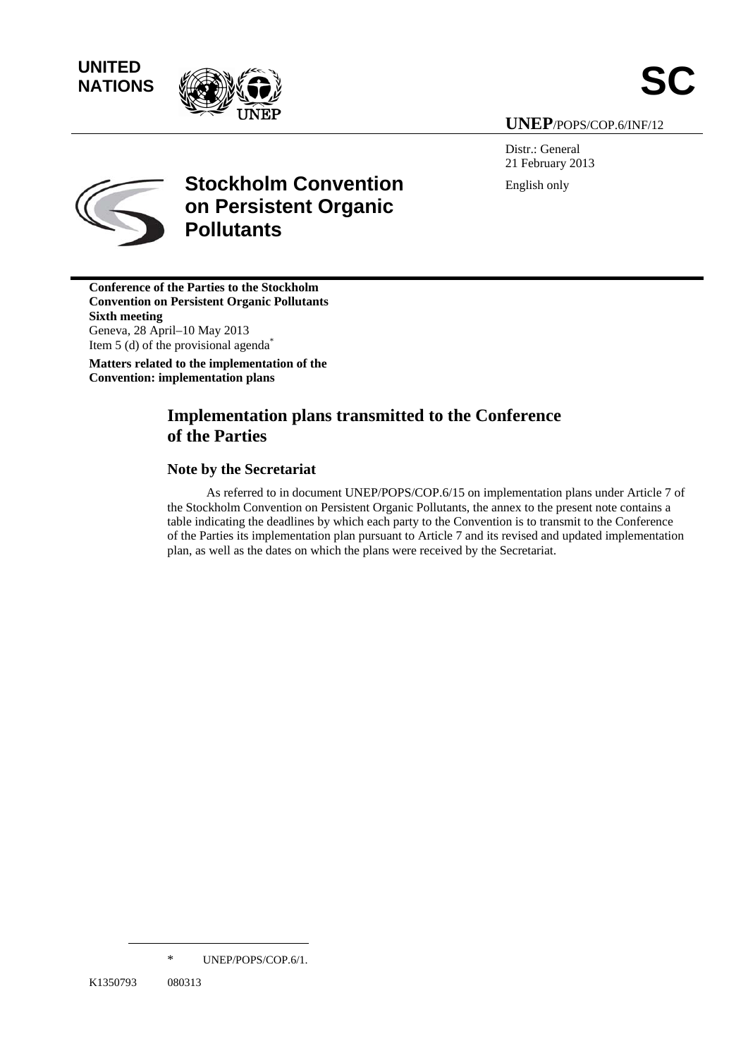UNITED NATIONS

SC

UNEP/POPS/COP.6/INF/12

Distr.: General
21 February 2013

English only

# Stockholm Convention on Persistent Organic Pollutants

**Conference of the Parties to the Stockholm Convention on Persistent Organic Pollutants**
**Sixth meeting**
Geneva, 28 April–10 May 2013
Item 5 (d) of the provisional agenda*

**Matters related to the implementation of the Convention: implementation plans**

## Implementation plans transmitted to the Conference of the Parties

### Note by the Secretariat

As referred to in document UNEP/POPS/COP.6/15 on implementation plans under Article 7 of the Stockholm Convention on Persistent Organic Pollutants, the annex to the present note contains a table indicating the deadlines by which each party to the Convention is to transmit to the Conference of the Parties its implementation plan pursuant to Article 7 and its revised and updated implementation plan, as well as the dates on which the plans were received by the Secretariat.

\* UNEP/POPS/COP.6/1.

K1350793 080313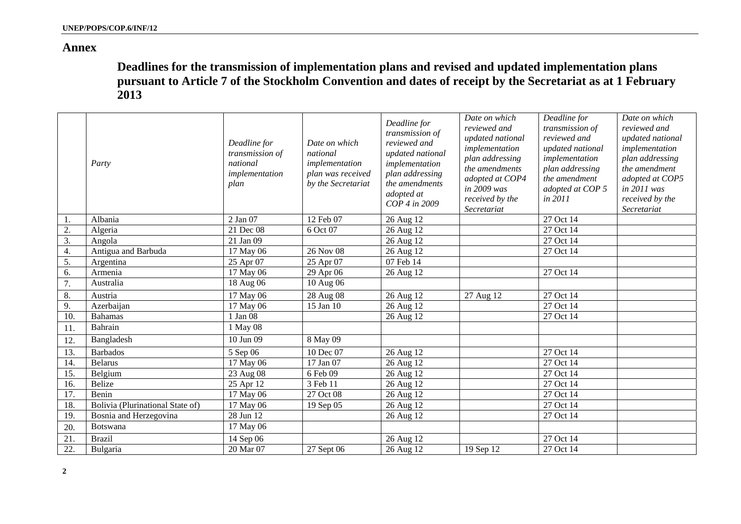## Annex

### Deadlines for the transmission of implementation plans and revised and updated implementation plans pursuant to Article 7 of the Stockholm Convention and dates of receipt by the Secretariat as at 1 February 2013

| | *Party* | *Deadline for transmission of national implementation plan* | *Date on which national implementation plan was received by the Secretariat* | *Deadline for transmission of reviewed and updated national implementation plan addressing the amendments adopted at COP 4 in 2009* | *Date on which reviewed and updated national implementation plan addressing the amendments adopted at COP4 in 2009 was received by the Secretariat* | *Deadline for transmission of reviewed and updated national implementation plan addressing the amendment adopted at COP 5 in 2011* | *Date on which reviewed and updated national implementation plan addressing the amendment adopted at COP5 in 2011 was received by the Secretariat* |
|---|---|---|---|---|---|---|---|
| 1. | Albania | 2 Jan 07 | 12 Feb 07 | 26 Aug 12 | | 27 Oct 14 | |
| 2. | Algeria | 21 Dec 08 | 6 Oct 07 | 26 Aug 12 | | 27 Oct 14 | |
| 3. | Angola | 21 Jan 09 | | 26 Aug 12 | | 27 Oct 14 | |
| 4. | Antigua and Barbuda | 17 May 06 | 26 Nov 08 | 26 Aug 12 | | 27 Oct 14 | |
| 5. | Argentina | 25 Apr 07 | 25 Apr 07 | 07 Feb 14 | | | |
| 6. | Armenia | 17 May 06 | 29 Apr 06 | 26 Aug 12 | | 27 Oct 14 | |
| 7. | Australia | 18 Aug 06 | 10 Aug 06 | | | | |
| 8. | Austria | 17 May 06 | 28 Aug 08 | 26 Aug 12 | 27 Aug 12 | 27 Oct 14 | |
| 9. | Azerbaijan | 17 May 06 | 15 Jan 10 | 26 Aug 12 | | 27 Oct 14 | |
| 10. | Bahamas | 1 Jan 08 | | 26 Aug 12 | | 27 Oct 14 | |
| 11. | Bahrain | 1 May 08 | | | | | |
| 12. | Bangladesh | 10 Jun 09 | 8 May 09 | | | | |
| 13. | Barbados | 5 Sep 06 | 10 Dec 07 | 26 Aug 12 | | 27 Oct 14 | |
| 14. | Belarus | 17 May 06 | 17 Jan 07 | 26 Aug 12 | | 27 Oct 14 | |
| 15. | Belgium | 23 Aug 08 | 6 Feb 09 | 26 Aug 12 | | 27 Oct 14 | |
| 16. | Belize | 25 Apr 12 | 3 Feb 11 | 26 Aug 12 | | 27 Oct 14 | |
| 17. | Benin | 17 May 06 | 27 Oct 08 | 26 Aug 12 | | 27 Oct 14 | |
| 18. | Bolivia (Plurinational State of) | 17 May 06 | 19 Sep 05 | 26 Aug 12 | | 27 Oct 14 | |
| 19. | Bosnia and Herzegovina | 28 Jun 12 | | 26 Aug 12 | | 27 Oct 14 | |
| 20. | Botswana | 17 May 06 | | | | | |
| 21. | Brazil | 14 Sep 06 | | 26 Aug 12 | | 27 Oct 14 | |
| 22. | Bulgaria | 20 Mar 07 | 27 Sept 06 | 26 Aug 12 | 19 Sep 12 | 27 Oct 14 | |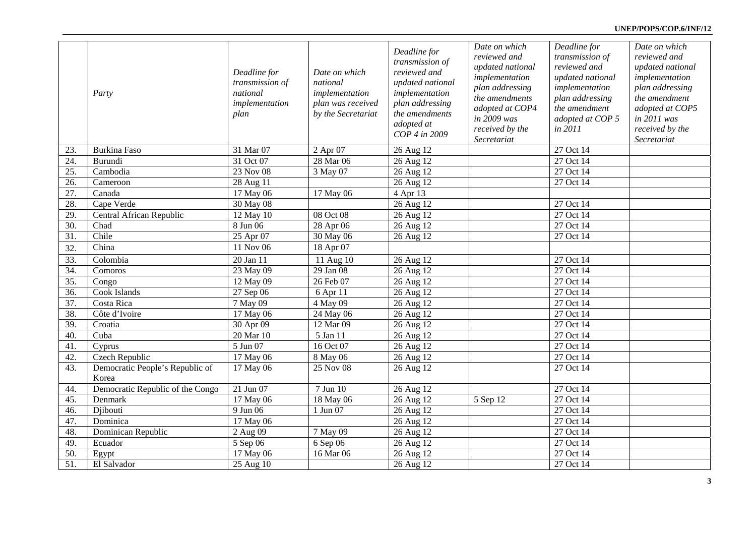| | Party | Deadline for transmission of national implementation plan | Date on which national implementation plan was received by the Secretariat | Deadline for transmission of reviewed and updated national implementation plan addressing the amendments adopted at COP 4 in 2009 | Date on which reviewed and updated national implementation plan addressing the amendments adopted at COP4 in 2009 was received by the Secretariat | Deadline for transmission of reviewed and updated national implementation plan addressing the amendment adopted at COP 5 in 2011 | Date on which reviewed and updated national implementation plan addressing the amendment adopted at COP5 in 2011 was received by the Secretariat |
|---|---|---|---|---|---|---|---|
| 23. | Burkina Faso | 31 Mar 07 | 2 Apr 07 | 26 Aug 12 | | 27 Oct 14 | |
| 24. | Burundi | 31 Oct 07 | 28 Mar 06 | 26 Aug 12 | | 27 Oct 14 | |
| 25. | Cambodia | 23 Nov 08 | 3 May 07 | 26 Aug 12 | | 27 Oct 14 | |
| 26. | Cameroon | 28 Aug 11 | | 26 Aug 12 | | 27 Oct 14 | |
| 27. | Canada | 17 May 06 | 17 May 06 | 4 Apr 13 | | | |
| 28. | Cape Verde | 30 May 08 | | 26 Aug 12 | | 27 Oct 14 | |
| 29. | Central African Republic | 12 May 10 | 08 Oct 08 | 26 Aug 12 | | 27 Oct 14 | |
| 30. | Chad | 8 Jun 06 | 28 Apr 06 | 26 Aug 12 | | 27 Oct 14 | |
| 31. | Chile | 25 Apr 07 | 30 May 06 | 26 Aug 12 | | 27 Oct 14 | |
| 32. | China | 11 Nov 06 | 18 Apr 07 | | | | |
| 33. | Colombia | 20 Jan 11 | 11 Aug 10 | 26 Aug 12 | | 27 Oct 14 | |
| 34. | Comoros | 23 May 09 | 29 Jan 08 | 26 Aug 12 | | 27 Oct 14 | |
| 35. | Congo | 12 May 09 | 26 Feb 07 | 26 Aug 12 | | 27 Oct 14 | |
| 36. | Cook Islands | 27 Sep 06 | 6 Apr 11 | 26 Aug 12 | | 27 Oct 14 | |
| 37. | Costa Rica | 7 May 09 | 4 May 09 | 26 Aug 12 | | 27 Oct 14 | |
| 38. | Côte d'Ivoire | 17 May 06 | 24 May 06 | 26 Aug 12 | | 27 Oct 14 | |
| 39. | Croatia | 30 Apr 09 | 12 Mar 09 | 26 Aug 12 | | 27 Oct 14 | |
| 40. | Cuba | 20 Mar 10 | 5 Jan 11 | 26 Aug 12 | | 27 Oct 14 | |
| 41. | Cyprus | 5 Jun 07 | 16 Oct 07 | 26 Aug 12 | | 27 Oct 14 | |
| 42. | Czech Republic | 17 May 06 | 8 May 06 | 26 Aug 12 | | 27 Oct 14 | |
| 43. | Democratic People's Republic of Korea | 17 May 06 | 25 Nov 08 | 26 Aug 12 | | 27 Oct 14 | |
| 44. | Democratic Republic of the Congo | 21 Jun 07 | 7 Jun 10 | 26 Aug 12 | | 27 Oct 14 | |
| 45. | Denmark | 17 May 06 | 18 May 06 | 26 Aug 12 | 5 Sep 12 | 27 Oct 14 | |
| 46. | Djibouti | 9 Jun 06 | 1 Jun 07 | 26 Aug 12 | | 27 Oct 14 | |
| 47. | Dominica | 17 May 06 | | 26 Aug 12 | | 27 Oct 14 | |
| 48. | Dominican Republic | 2 Aug 09 | 7 May 09 | 26 Aug 12 | | 27 Oct 14 | |
| 49. | Ecuador | 5 Sep 06 | 6 Sep 06 | 26 Aug 12 | | 27 Oct 14 | |
| 50. | Egypt | 17 May 06 | 16 Mar 06 | 26 Aug 12 | | 27 Oct 14 | |
| 51. | El Salvador | 25 Aug 10 | | 26 Aug 12 | | 27 Oct 14 | |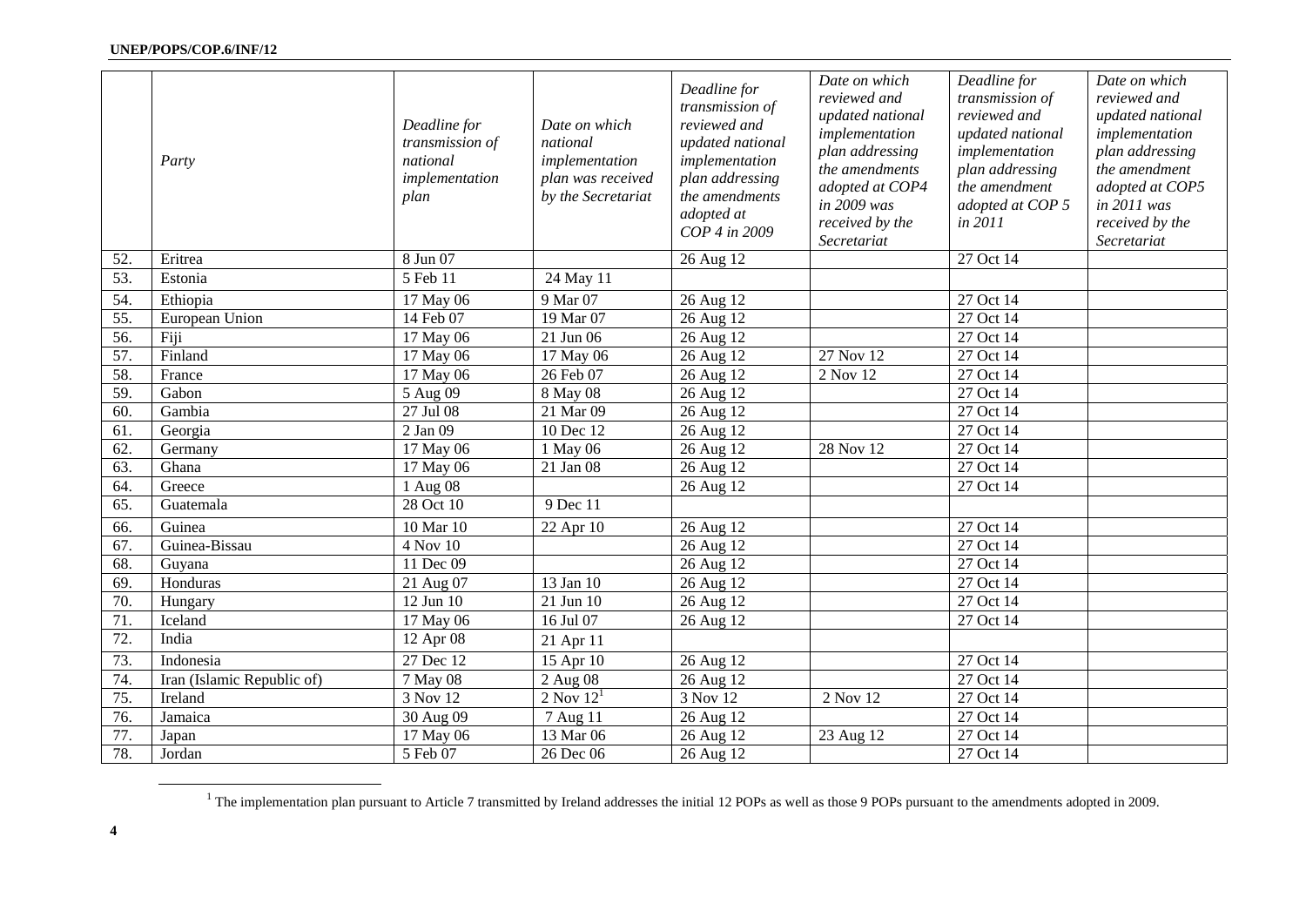| | Party | Deadline for transmission of national implementation plan | Date on which national implementation plan was received by the Secretariat | Deadline for transmission of reviewed and updated national implementation plan addressing the amendments adopted at COP 4 in 2009 | Date on which reviewed and updated national implementation plan addressing the amendments adopted at COP4 in 2009 was received by the Secretariat | Deadline for transmission of reviewed and updated national implementation plan addressing the amendment adopted at COP 5 in 2011 | Date on which reviewed and updated national implementation plan addressing the amendment adopted at COP5 in 2011 was received by the Secretariat |
|---|---|---|---|---|---|---|---|
| 52. | Eritrea | 8 Jun 07 | | 26 Aug 12 | | 27 Oct 14 | |
| 53. | Estonia | 5 Feb 11 | 24 May 11 | | | | |
| 54. | Ethiopia | 17 May 06 | 9 Mar 07 | 26 Aug 12 | | 27 Oct 14 | |
| 55. | European Union | 14 Feb 07 | 19 Mar 07 | 26 Aug 12 | | 27 Oct 14 | |
| 56. | Fiji | 17 May 06 | 21 Jun 06 | 26 Aug 12 | | 27 Oct 14 | |
| 57. | Finland | 17 May 06 | 17 May 06 | 26 Aug 12 | 27 Nov 12 | 27 Oct 14 | |
| 58. | France | 17 May 06 | 26 Feb 07 | 26 Aug 12 | 2 Nov 12 | 27 Oct 14 | |
| 59. | Gabon | 5 Aug 09 | 8 May 08 | 26 Aug 12 | | 27 Oct 14 | |
| 60. | Gambia | 27 Jul 08 | 21 Mar 09 | 26 Aug 12 | | 27 Oct 14 | |
| 61. | Georgia | 2 Jan 09 | 10 Dec 12 | 26 Aug 12 | | 27 Oct 14 | |
| 62. | Germany | 17 May 06 | 1 May 06 | 26 Aug 12 | 28 Nov 12 | 27 Oct 14 | |
| 63. | Ghana | 17 May 06 | 21 Jan 08 | 26 Aug 12 | | 27 Oct 14 | |
| 64. | Greece | 1 Aug 08 | | 26 Aug 12 | | 27 Oct 14 | |
| 65. | Guatemala | 28 Oct 10 | 9 Dec 11 | | | | |
| 66. | Guinea | 10 Mar 10 | 22 Apr 10 | 26 Aug 12 | | 27 Oct 14 | |
| 67. | Guinea-Bissau | 4 Nov 10 | | 26 Aug 12 | | 27 Oct 14 | |
| 68. | Guyana | 11 Dec 09 | | 26 Aug 12 | | 27 Oct 14 | |
| 69. | Honduras | 21 Aug 07 | 13 Jan 10 | 26 Aug 12 | | 27 Oct 14 | |
| 70. | Hungary | 12 Jun 10 | 21 Jun 10 | 26 Aug 12 | | 27 Oct 14 | |
| 71. | Iceland | 17 May 06 | 16 Jul 07 | 26 Aug 12 | | 27 Oct 14 | |
| 72. | India | 12 Apr 08 | 21 Apr 11 | | | | |
| 73. | Indonesia | 27 Dec 12 | 15 Apr 10 | 26 Aug 12 | | 27 Oct 14 | |
| 74. | Iran (Islamic Republic of) | 7 May 08 | 2 Aug 08 | 26 Aug 12 | | 27 Oct 14 | |
| 75. | Ireland | 3 Nov 12 | 2 Nov 12[1] | 3 Nov 12 | 2 Nov 12 | 27 Oct 14 | |
| 76. | Jamaica | 30 Aug 09 | 7 Aug 11 | 26 Aug 12 | | 27 Oct 14 | |
| 77. | Japan | 17 May 06 | 13 Mar 06 | 26 Aug 12 | 23 Aug 12 | 27 Oct 14 | |
| 78. | Jordan | 5 Feb 07 | 26 Dec 06 | 26 Aug 12 | | 27 Oct 14 | |

[1] The implementation plan pursuant to Article 7 transmitted by Ireland addresses the initial 12 POPs as well as those 9 POPs pursuant to the amendments adopted in 2009.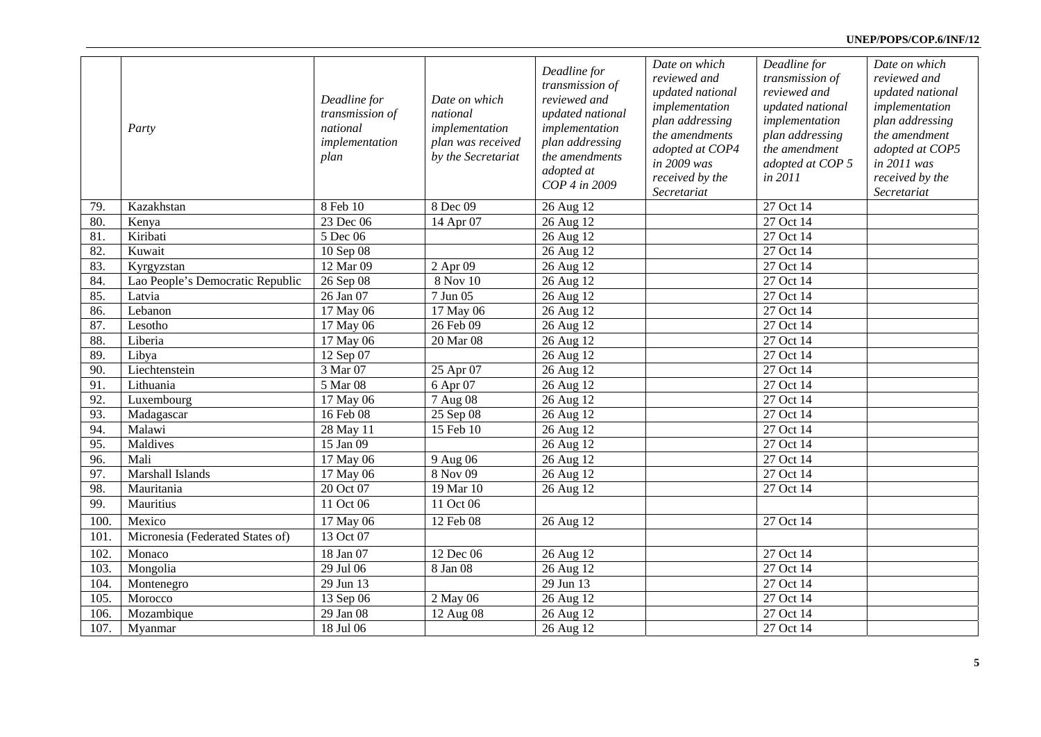| | *Party* | *Deadline for transmission of national implementation plan* | *Date on which national implementation plan was received by the Secretariat* | *Deadline for transmission of reviewed and updated national implementation plan addressing the amendments adopted at COP 4 in 2009* | *Date on which reviewed and updated national implementation plan addressing the amendments adopted at COP4 in 2009 was received by the Secretariat* | *Deadline for transmission of reviewed and updated national implementation plan addressing the amendment adopted at COP 5 in 2011* | *Date on which reviewed and updated national implementation plan addressing the amendment adopted at COP5 in 2011 was received by the Secretariat* |
|---|---|---|---|---|---|---|---|
| 79. | Kazakhstan | 8 Feb 10 | 8 Dec 09 | 26 Aug 12 | | 27 Oct 14 | |
| 80. | Kenya | 23 Dec 06 | 14 Apr 07 | 26 Aug 12 | | 27 Oct 14 | |
| 81. | Kiribati | 5 Dec 06 | | 26 Aug 12 | | 27 Oct 14 | |
| 82. | Kuwait | 10 Sep 08 | | 26 Aug 12 | | 27 Oct 14 | |
| 83. | Kyrgyzstan | 12 Mar 09 | 2 Apr 09 | 26 Aug 12 | | 27 Oct 14 | |
| 84. | Lao People's Democratic Republic | 26 Sep 08 | 8 Nov 10 | 26 Aug 12 | | 27 Oct 14 | |
| 85. | Latvia | 26 Jan 07 | 7 Jun 05 | 26 Aug 12 | | 27 Oct 14 | |
| 86. | Lebanon | 17 May 06 | 17 May 06 | 26 Aug 12 | | 27 Oct 14 | |
| 87. | Lesotho | 17 May 06 | 26 Feb 09 | 26 Aug 12 | | 27 Oct 14 | |
| 88. | Liberia | 17 May 06 | 20 Mar 08 | 26 Aug 12 | | 27 Oct 14 | |
| 89. | Libya | 12 Sep 07 | | 26 Aug 12 | | 27 Oct 14 | |
| 90. | Liechtenstein | 3 Mar 07 | 25 Apr 07 | 26 Aug 12 | | 27 Oct 14 | |
| 91. | Lithuania | 5 Mar 08 | 6 Apr 07 | 26 Aug 12 | | 27 Oct 14 | |
| 92. | Luxembourg | 17 May 06 | 7 Aug 08 | 26 Aug 12 | | 27 Oct 14 | |
| 93. | Madagascar | 16 Feb 08 | 25 Sep 08 | 26 Aug 12 | | 27 Oct 14 | |
| 94. | Malawi | 28 May 11 | 15 Feb 10 | 26 Aug 12 | | 27 Oct 14 | |
| 95. | Maldives | 15 Jan 09 | | 26 Aug 12 | | 27 Oct 14 | |
| 96. | Mali | 17 May 06 | 9 Aug 06 | 26 Aug 12 | | 27 Oct 14 | |
| 97. | Marshall Islands | 17 May 06 | 8 Nov 09 | 26 Aug 12 | | 27 Oct 14 | |
| 98. | Mauritania | 20 Oct 07 | 19 Mar 10 | 26 Aug 12 | | 27 Oct 14 | |
| 99. | Mauritius | 11 Oct 06 | 11 Oct 06 | | | | |
| 100. | Mexico | 17 May 06 | 12 Feb 08 | 26 Aug 12 | | 27 Oct 14 | |
| 101. | Micronesia (Federated States of) | 13 Oct 07 | | | | | |
| 102. | Monaco | 18 Jan 07 | 12 Dec 06 | 26 Aug 12 | | 27 Oct 14 | |
| 103. | Mongolia | 29 Jul 06 | 8 Jan 08 | 26 Aug 12 | | 27 Oct 14 | |
| 104. | Montenegro | 29 Jun 13 | | 29 Jun 13 | | 27 Oct 14 | |
| 105. | Morocco | 13 Sep 06 | 2 May 06 | 26 Aug 12 | | 27 Oct 14 | |
| 106. | Mozambique | 29 Jan 08 | 12 Aug 08 | 26 Aug 12 | | 27 Oct 14 | |
| 107. | Myanmar | 18 Jul 06 | | 26 Aug 12 | | 27 Oct 14 | |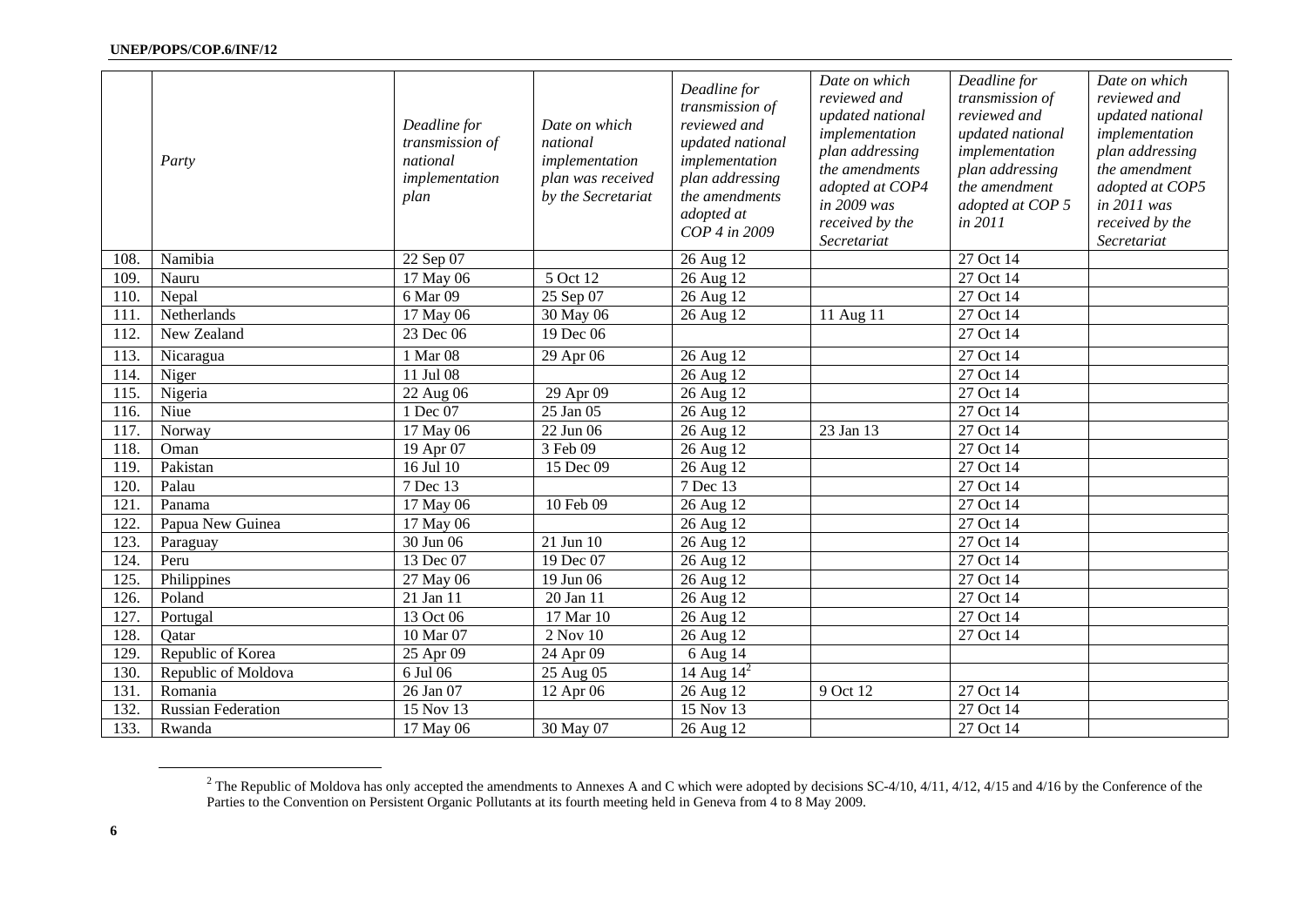| | Party | *Deadline for transmission of national implementation plan* | *Date on which national implementation plan was received by the Secretariat* | *Deadline for transmission of reviewed and updated national implementation plan addressing the amendments adopted at COP 4 in 2009* | *Date on which reviewed and updated national implementation plan addressing the amendments adopted at COP4 in 2009 was received by the Secretariat* | *Deadline for transmission of reviewed and updated national implementation plan addressing the amendment adopted at COP 5 in 2011* | *Date on which reviewed and updated national implementation plan addressing the amendment adopted at COP5 in 2011 was received by the Secretariat* |
|---|---|---|---|---|---|---|---|
| 108. | Namibia | 22 Sep 07 | | 26 Aug 12 | | 27 Oct 14 | |
| 109. | Nauru | 17 May 06 | 5 Oct 12 | 26 Aug 12 | | 27 Oct 14 | |
| 110. | Nepal | 6 Mar 09 | 25 Sep 07 | 26 Aug 12 | | 27 Oct 14 | |
| 111. | Netherlands | 17 May 06 | 30 May 06 | 26 Aug 12 | 11 Aug 11 | 27 Oct 14 | |
| 112. | New Zealand | 23 Dec 06 | 19 Dec 06 | | | 27 Oct 14 | |
| 113. | Nicaragua | 1 Mar 08 | 29 Apr 06 | 26 Aug 12 | | 27 Oct 14 | |
| 114. | Niger | 11 Jul 08 | | 26 Aug 12 | | 27 Oct 14 | |
| 115. | Nigeria | 22 Aug 06 | 29 Apr 09 | 26 Aug 12 | | 27 Oct 14 | |
| 116. | Niue | 1 Dec 07 | 25 Jan 05 | 26 Aug 12 | | 27 Oct 14 | |
| 117. | Norway | 17 May 06 | 22 Jun 06 | 26 Aug 12 | 23 Jan 13 | 27 Oct 14 | |
| 118. | Oman | 19 Apr 07 | 3 Feb 09 | 26 Aug 12 | | 27 Oct 14 | |
| 119. | Pakistan | 16 Jul 10 | 15 Dec 09 | 26 Aug 12 | | 27 Oct 14 | |
| 120. | Palau | 7 Dec 13 | | 7 Dec 13 | | 27 Oct 14 | |
| 121. | Panama | 17 May 06 | 10 Feb 09 | 26 Aug 12 | | 27 Oct 14 | |
| 122. | Papua New Guinea | 17 May 06 | | 26 Aug 12 | | 27 Oct 14 | |
| 123. | Paraguay | 30 Jun 06 | 21 Jun 10 | 26 Aug 12 | | 27 Oct 14 | |
| 124. | Peru | 13 Dec 07 | 19 Dec 07 | 26 Aug 12 | | 27 Oct 14 | |
| 125. | Philippines | 27 May 06 | 19 Jun 06 | 26 Aug 12 | | 27 Oct 14 | |
| 126. | Poland | 21 Jan 11 | 20 Jan 11 | 26 Aug 12 | | 27 Oct 14 | |
| 127. | Portugal | 13 Oct 06 | 17 Mar 10 | 26 Aug 12 | | 27 Oct 14 | |
| 128. | Qatar | 10 Mar 07 | 2 Nov 10 | 26 Aug 12 | | 27 Oct 14 | |
| 129. | Republic of Korea | 25 Apr 09 | 24 Apr 09 | 6 Aug 14 | | | |
| 130. | Republic of Moldova | 6 Jul 06 | 25 Aug 05 | 14 Aug 14[2] | | | |
| 131. | Romania | 26 Jan 07 | 12 Apr 06 | 26 Aug 12 | 9 Oct 12 | 27 Oct 14 | |
| 132. | Russian Federation | 15 Nov 13 | | 15 Nov 13 | | 27 Oct 14 | |
| 133. | Rwanda | 17 May 06 | 30 May 07 | 26 Aug 12 | | 27 Oct 14 | |

[2] The Republic of Moldova has only accepted the amendments to Annexes A and C which were adopted by decisions SC-4/10, 4/11, 4/12, 4/15 and 4/16 by the Conference of the Parties to the Convention on Persistent Organic Pollutants at its fourth meeting held in Geneva from 4 to 8 May 2009.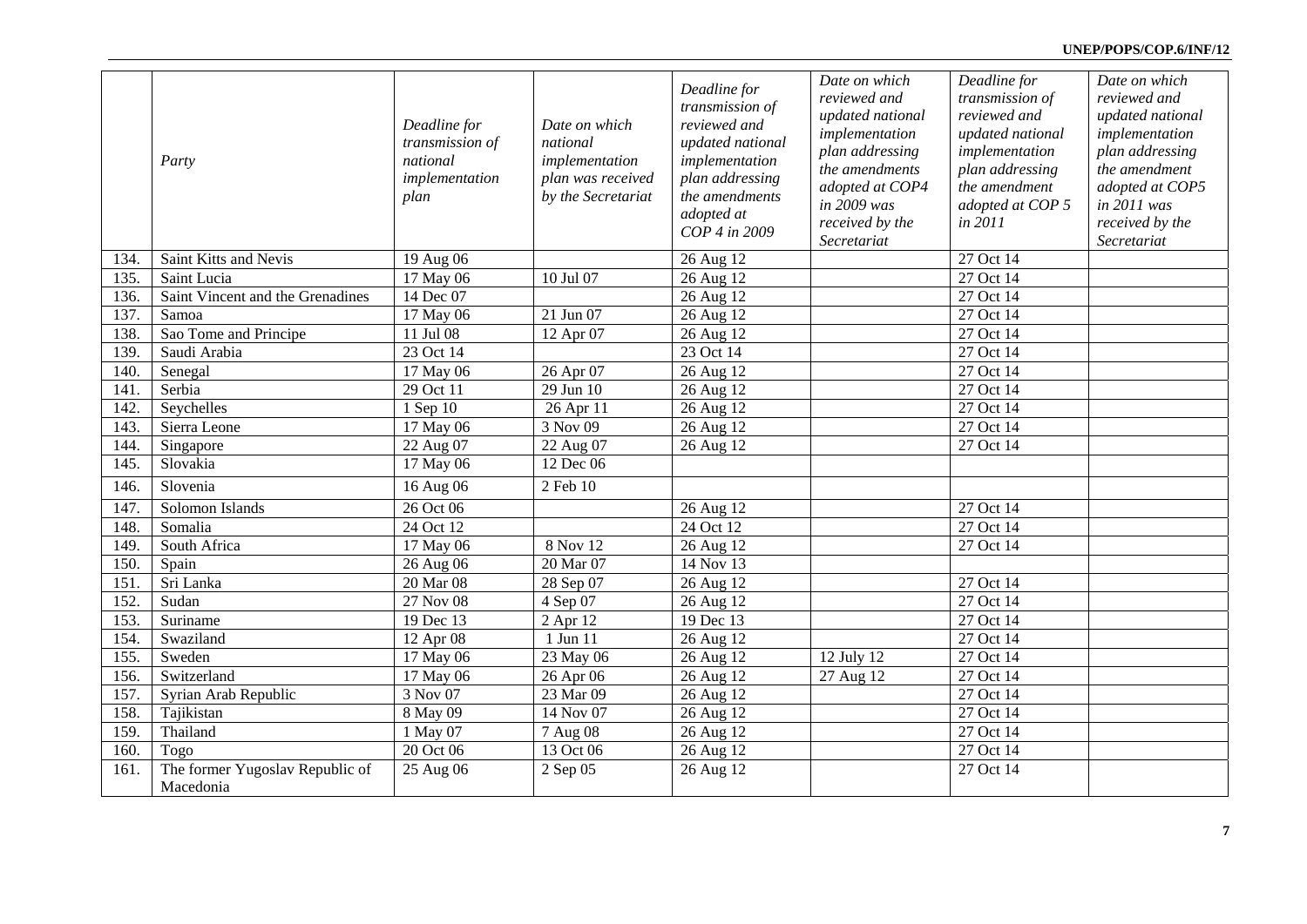| | Party | Deadline for transmission of national implementation plan | Date on which national implementation plan was received by the Secretariat | Deadline for transmission of reviewed and updated national implementation plan addressing the amendments adopted at COP 4 in 2009 | Date on which reviewed and updated national implementation plan addressing the amendments adopted at COP4 in 2009 was received by the Secretariat | Deadline for transmission of reviewed and updated national implementation plan addressing the amendment adopted at COP 5 in 2011 | Date on which reviewed and updated national implementation plan addressing the amendment adopted at COP5 in 2011 was received by the Secretariat |
|---|---|---|---|---|---|---|---|
| 134. | Saint Kitts and Nevis | 19 Aug 06 | | 26 Aug 12 | | 27 Oct 14 | |
| 135. | Saint Lucia | 17 May 06 | 10 Jul 07 | 26 Aug 12 | | 27 Oct 14 | |
| 136. | Saint Vincent and the Grenadines | 14 Dec 07 | | 26 Aug 12 | | 27 Oct 14 | |
| 137. | Samoa | 17 May 06 | 21 Jun 07 | 26 Aug 12 | | 27 Oct 14 | |
| 138. | Sao Tome and Principe | 11 Jul 08 | 12 Apr 07 | 26 Aug 12 | | 27 Oct 14 | |
| 139. | Saudi Arabia | 23 Oct 14 | | 23 Oct 14 | | 27 Oct 14 | |
| 140. | Senegal | 17 May 06 | 26 Apr 07 | 26 Aug 12 | | 27 Oct 14 | |
| 141. | Serbia | 29 Oct 11 | 29 Jun 10 | 26 Aug 12 | | 27 Oct 14 | |
| 142. | Seychelles | 1 Sep 10 | 26 Apr 11 | 26 Aug 12 | | 27 Oct 14 | |
| 143. | Sierra Leone | 17 May 06 | 3 Nov 09 | 26 Aug 12 | | 27 Oct 14 | |
| 144. | Singapore | 22 Aug 07 | 22 Aug 07 | 26 Aug 12 | | 27 Oct 14 | |
| 145. | Slovakia | 17 May 06 | 12 Dec 06 | | | | |
| 146. | Slovenia | 16 Aug 06 | 2 Feb 10 | | | | |
| 147. | Solomon Islands | 26 Oct 06 | | 26 Aug 12 | | 27 Oct 14 | |
| 148. | Somalia | 24 Oct 12 | | 24 Oct 12 | | 27 Oct 14 | |
| 149. | South Africa | 17 May 06 | 8 Nov 12 | 26 Aug 12 | | 27 Oct 14 | |
| 150. | Spain | 26 Aug 06 | 20 Mar 07 | 14 Nov 13 | | | |
| 151. | Sri Lanka | 20 Mar 08 | 28 Sep 07 | 26 Aug 12 | | 27 Oct 14 | |
| 152. | Sudan | 27 Nov 08 | 4 Sep 07 | 26 Aug 12 | | 27 Oct 14 | |
| 153. | Suriname | 19 Dec 13 | 2 Apr 12 | 19 Dec 13 | | 27 Oct 14 | |
| 154. | Swaziland | 12 Apr 08 | 1 Jun 11 | 26 Aug 12 | | 27 Oct 14 | |
| 155. | Sweden | 17 May 06 | 23 May 06 | 26 Aug 12 | 12 July 12 | 27 Oct 14 | |
| 156. | Switzerland | 17 May 06 | 26 Apr 06 | 26 Aug 12 | 27 Aug 12 | 27 Oct 14 | |
| 157. | Syrian Arab Republic | 3 Nov 07 | 23 Mar 09 | 26 Aug 12 | | 27 Oct 14 | |
| 158. | Tajikistan | 8 May 09 | 14 Nov 07 | 26 Aug 12 | | 27 Oct 14 | |
| 159. | Thailand | 1 May 07 | 7 Aug 08 | 26 Aug 12 | | 27 Oct 14 | |
| 160. | Togo | 20 Oct 06 | 13 Oct 06 | 26 Aug 12 | | 27 Oct 14 | |
| 161. | The former Yugoslav Republic of Macedonia | 25 Aug 06 | 2 Sep 05 | 26 Aug 12 | | 27 Oct 14 | |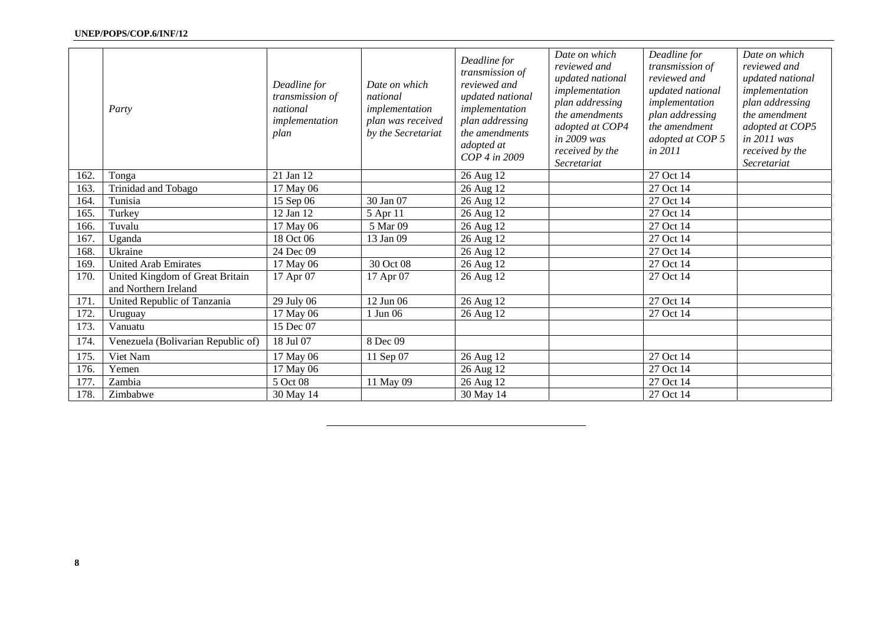| | *Party* | *Deadline for transmission of national implementation plan* | *Date on which national implementation plan was received by the Secretariat* | *Deadline for transmission of reviewed and updated national implementation plan addressing the amendments adopted at COP 4 in 2009* | *Date on which reviewed and updated national implementation plan addressing the amendments adopted at COP4 in 2009 was received by the Secretariat* | *Deadline for transmission of reviewed and updated national implementation plan addressing the amendment adopted at COP 5 in 2011* | *Date on which reviewed and updated national implementation plan addressing the amendment adopted at COP5 in 2011 was received by the Secretariat* |
|---|---|---|---|---|---|---|---|
| 162. | Tonga | 21 Jan 12 | | 26 Aug 12 | | 27 Oct 14 | |
| 163. | Trinidad and Tobago | 17 May 06 | | 26 Aug 12 | | 27 Oct 14 | |
| 164. | Tunisia | 15 Sep 06 | 30 Jan 07 | 26 Aug 12 | | 27 Oct 14 | |
| 165. | Turkey | 12 Jan 12 | 5 Apr 11 | 26 Aug 12 | | 27 Oct 14 | |
| 166. | Tuvalu | 17 May 06 | 5 Mar 09 | 26 Aug 12 | | 27 Oct 14 | |
| 167. | Uganda | 18 Oct 06 | 13 Jan 09 | 26 Aug 12 | | 27 Oct 14 | |
| 168. | Ukraine | 24 Dec 09 | | 26 Aug 12 | | 27 Oct 14 | |
| 169. | United Arab Emirates | 17 May 06 | 30 Oct 08 | 26 Aug 12 | | 27 Oct 14 | |
| 170. | United Kingdom of Great Britain and Northern Ireland | 17 Apr 07 | 17 Apr 07 | 26 Aug 12 | | 27 Oct 14 | |
| 171. | United Republic of Tanzania | 29 July 06 | 12 Jun 06 | 26 Aug 12 | | 27 Oct 14 | |
| 172. | Uruguay | 17 May 06 | 1 Jun 06 | 26 Aug 12 | | 27 Oct 14 | |
| 173. | Vanuatu | 15 Dec 07 | | | | | |
| 174. | Venezuela (Bolivarian Republic of) | 18 Jul 07 | 8 Dec 09 | | | | |
| 175. | Viet Nam | 17 May 06 | 11 Sep 07 | 26 Aug 12 | | 27 Oct 14 | |
| 176. | Yemen | 17 May 06 | | 26 Aug 12 | | 27 Oct 14 | |
| 177. | Zambia | 5 Oct 08 | 11 May 09 | 26 Aug 12 | | 27 Oct 14 | |
| 178. | Zimbabwe | 30 May 14 | | 30 May 14 | | 27 Oct 14 | |